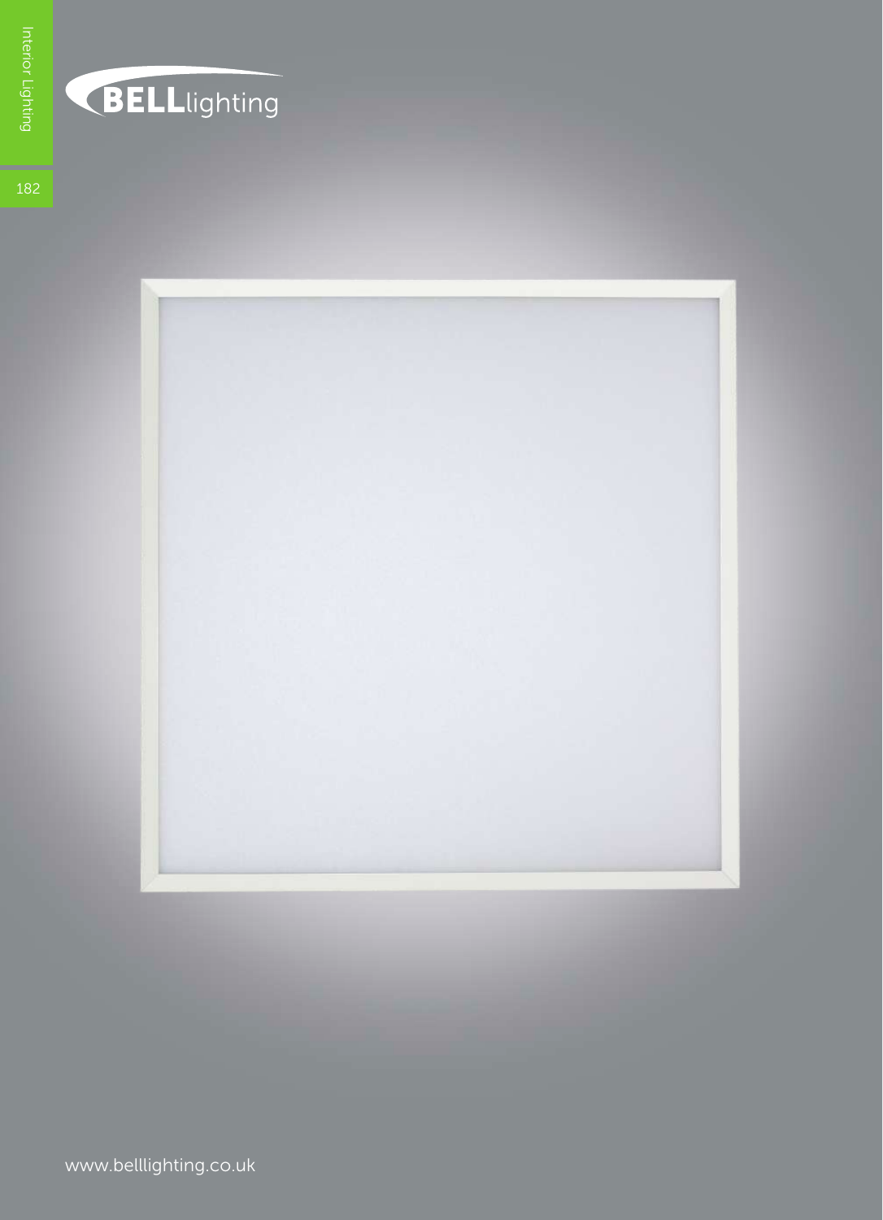BELLlighting

www.belllighting.co.uk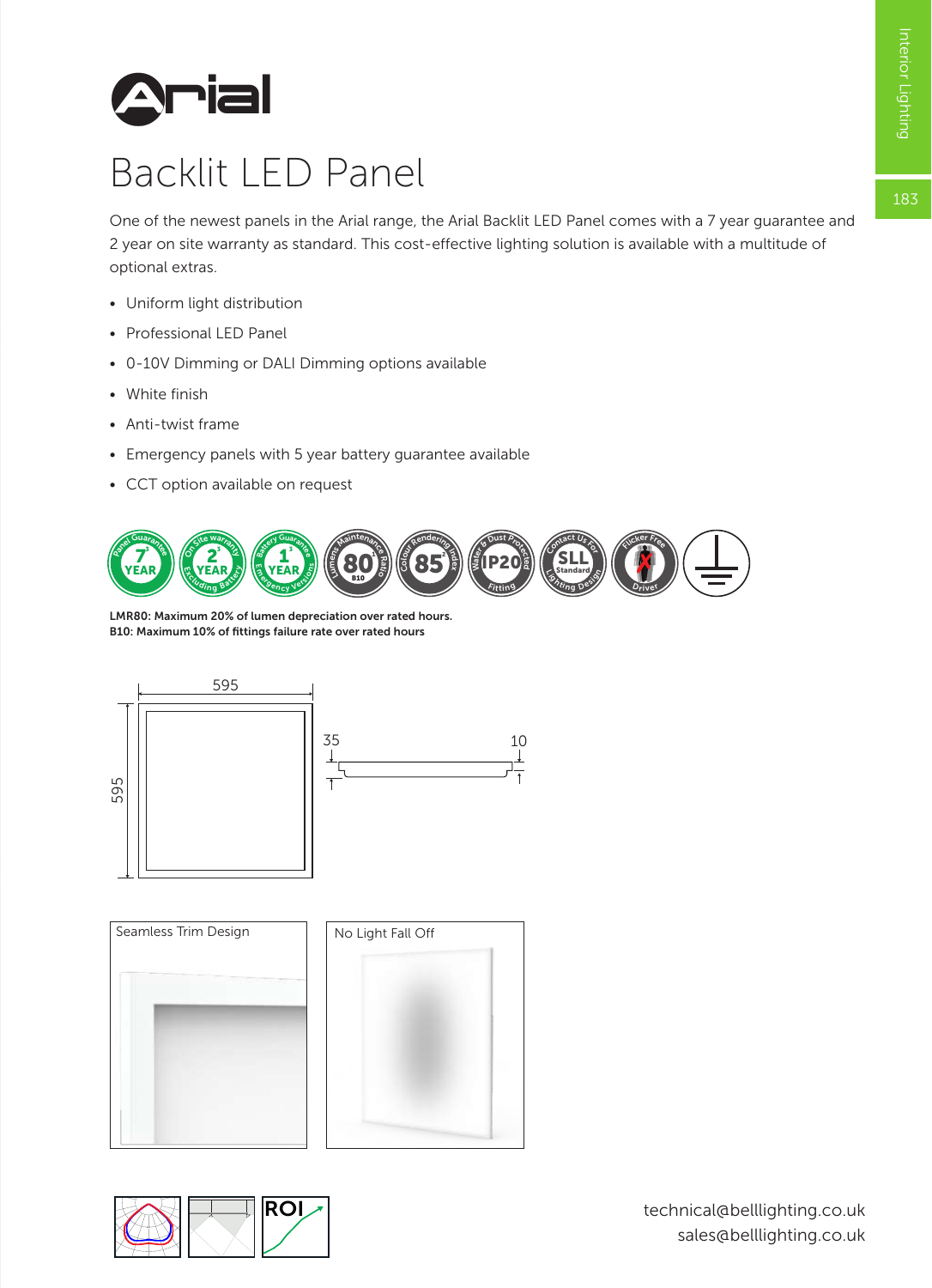# Arial

## Backlit LED Panel

One of the newest panels in the Arial range, the Arial Backlit LED Panel comes with a 7 year guarantee and 2 year on site warranty as standard. This cost-effective lighting solution is available with a multitude of optional extras.

- Uniform light distribution
- Professional LED Panel
- 0-10V Dimming or DALI Dimming options available
- White finish
- Anti-twist frame
- Emergency panels with 5 year battery guarantee available
- CCT option available on request

**LMR80: Maximum 20% of lumen depreciation over rated hours.**
**B10: Maximum 10% of fittings failure rate over rated hours**

Seamless Trim Design

No Light Fall Off

technical@belllighting.co.uk
sales@belllighting.co.uk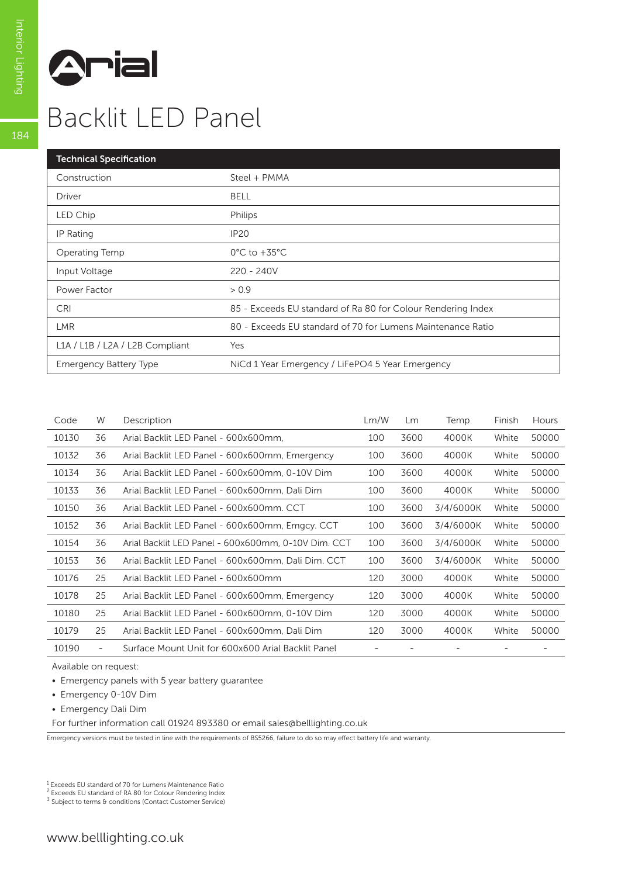# Arial

# Backlit LED Panel

| Technical Specification | |
|---|---|
| Construction | Steel + PMMA |
| Driver | BELL |
| LED Chip | Philips |
| IP Rating | IP20 |
| Operating Temp | 0°C to +35°C |
| Input Voltage | 220 - 240V |
| Power Factor | > 0.9 |
| CRI | 85 - Exceeds EU standard of Ra 80 for Colour Rendering Index |
| LMR | 80 - Exceeds EU standard of 70 for Lumens Maintenance Ratio |
| L1A / L1B / L2A / L2B Compliant | Yes |
| Emergency Battery Type | NiCd 1 Year Emergency / LiFePO4 5 Year Emergency |

| Code | W | Description | Lm/W | Lm | Temp | Finish | Hours |
|---|---|---|---|---|---|---|---|
| 10130 | 36 | Arial Backlit LED Panel - 600x600mm, | 100 | 3600 | 4000K | White | 50000 |
| 10132 | 36 | Arial Backlit LED Panel - 600x600mm, Emergency | 100 | 3600 | 4000K | White | 50000 |
| 10134 | 36 | Arial Backlit LED Panel - 600x600mm, 0-10V Dim | 100 | 3600 | 4000K | White | 50000 |
| 10133 | 36 | Arial Backlit LED Panel - 600x600mm, Dali Dim | 100 | 3600 | 4000K | White | 50000 |
| 10150 | 36 | Arial Backlit LED Panel - 600x600mm. CCT | 100 | 3600 | 3/4/6000K | White | 50000 |
| 10152 | 36 | Arial Backlit LED Panel - 600x600mm, Emgcy. CCT | 100 | 3600 | 3/4/6000K | White | 50000 |
| 10154 | 36 | Arial Backlit LED Panel - 600x600mm, 0-10V Dim. CCT | 100 | 3600 | 3/4/6000K | White | 50000 |
| 10153 | 36 | Arial Backlit LED Panel - 600x600mm, Dali Dim. CCT | 100 | 3600 | 3/4/6000K | White | 50000 |
| 10176 | 25 | Arial Backlit LED Panel - 600x600mm | 120 | 3000 | 4000K | White | 50000 |
| 10178 | 25 | Arial Backlit LED Panel - 600x600mm, Emergency | 120 | 3000 | 4000K | White | 50000 |
| 10180 | 25 | Arial Backlit LED Panel - 600x600mm, 0-10V Dim | 120 | 3000 | 4000K | White | 50000 |
| 10179 | 25 | Arial Backlit LED Panel - 600x600mm, Dali Dim | 120 | 3000 | 4000K | White | 50000 |
| 10190 | - | Surface Mount Unit for 600x600 Arial Backlit Panel | - | - | - | - | - |

Available on request:

- Emergency panels with 5 year battery guarantee
- Emergency 0-10V Dim
- Emergency Dali Dim

For further information call 01924 893380 or email sales@belllighting.co.uk

Emergency versions must be tested in line with the requirements of BS5266, failure to do so may effect battery life and warranty.

[1] Exceeds EU standard of 70 for Lumens Maintenance Ratio
[2] Exceeds EU standard of RA 80 for Colour Rendering Index
[3] Subject to terms & conditions (Contact Customer Service)

www.belllighting.co.uk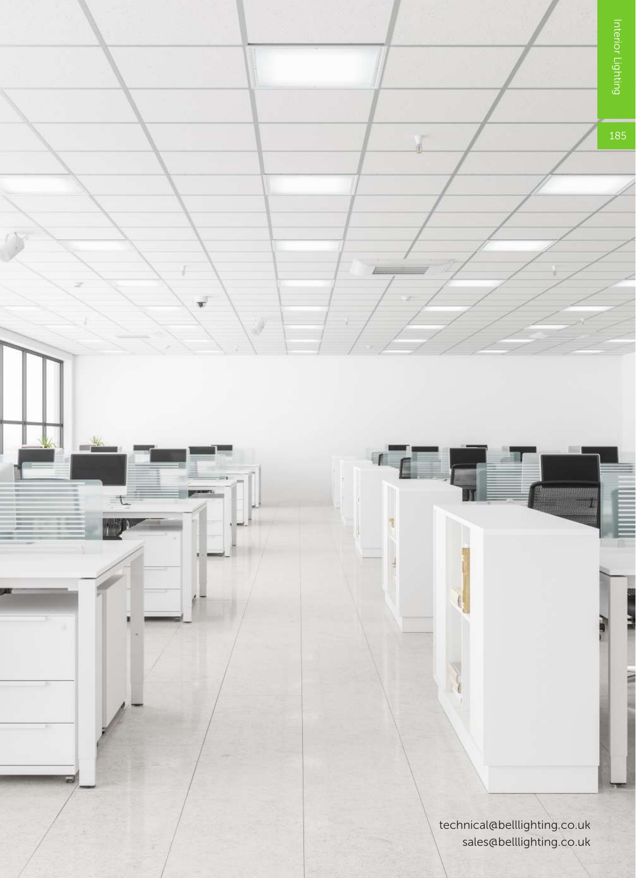technical@belllighting.co.uk
sales@belllighting.co.uk